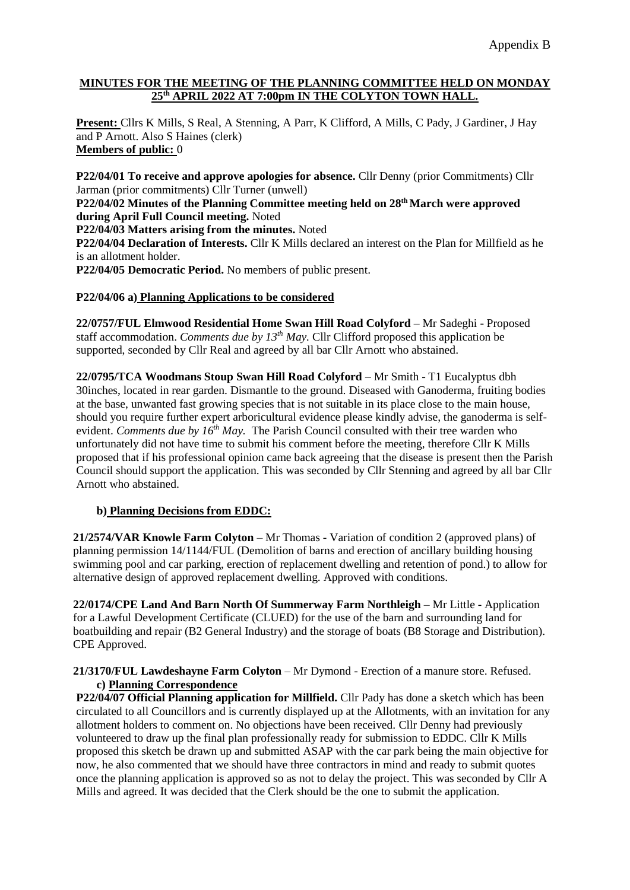Appendix B

**MINUTES FOR THE MEETING OF THE PLANNING COMMITTEE HELD ON MONDAY 25th APRIL 2022 AT 7:00pm IN THE COLYTON TOWN HALL.**

**Present:** Cllrs K Mills, S Real, A Stenning, A Parr, K Clifford, A Mills, C Pady, J Gardiner, J Hay and P Arnott. Also S Haines (clerk)
**Members of public:** 0

**P22/04/01 To receive and approve apologies for absence.** Cllr Denny (prior Commitments) Cllr Jarman (prior commitments) Cllr Turner (unwell)
**P22/04/02 Minutes of the Planning Committee meeting held on 28th March were approved during April Full Council meeting.** Noted
**P22/04/03 Matters arising from the minutes.** Noted
**P22/04/04 Declaration of Interests.** Cllr K Mills declared an interest on the Plan for Millfield as he is an allotment holder.
**P22/04/05 Democratic Period.** No members of public present.

**P22/04/06 a) Planning Applications to be considered**

**22/0757/FUL Elmwood Residential Home Swan Hill Road Colyford** – Mr Sadeghi - Proposed staff accommodation. *Comments due by 13th May.* Cllr Clifford proposed this application be supported, seconded by Cllr Real and agreed by all bar Cllr Arnott who abstained.

**22/0795/TCA Woodmans Stoup Swan Hill Road Colyford** – Mr Smith - T1 Eucalyptus dbh 30inches, located in rear garden. Dismantle to the ground. Diseased with Ganoderma, fruiting bodies at the base, unwanted fast growing species that is not suitable in its place close to the main house, should you require further expert arboricultural evidence please kindly advise, the ganoderma is self-evident. *Comments due by 16th May.* The Parish Council consulted with their tree warden who unfortunately did not have time to submit his comment before the meeting, therefore Cllr K Mills proposed that if his professional opinion came back agreeing that the disease is present then the Parish Council should support the application. This was seconded by Cllr Stenning and agreed by all bar Cllr Arnott who abstained.

**b) Planning Decisions from EDDC:**

**21/2574/VAR Knowle Farm Colyton** – Mr Thomas - Variation of condition 2 (approved plans) of planning permission 14/1144/FUL (Demolition of barns and erection of ancillary building housing swimming pool and car parking, erection of replacement dwelling and retention of pond.) to allow for alternative design of approved replacement dwelling. Approved with conditions.

**22/0174/CPE Land And Barn North Of Summerway Farm Northleigh** – Mr Little - Application for a Lawful Development Certificate (CLUED) for the use of the barn and surrounding land for boatbuilding and repair (B2 General Industry) and the storage of boats (B8 Storage and Distribution). CPE Approved.

**21/3170/FUL Lawdeshayne Farm Colyton** – Mr Dymond - Erection of a manure store. Refused.

**c) Planning Correspondence**

**P22/04/07 Official Planning application for Millfield.** Cllr Pady has done a sketch which has been circulated to all Councillors and is currently displayed up at the Allotments, with an invitation for any allotment holders to comment on. No objections have been received. Cllr Denny had previously volunteered to draw up the final plan professionally ready for submission to EDDC. Cllr K Mills proposed this sketch be drawn up and submitted ASAP with the car park being the main objective for now, he also commented that we should have three contractors in mind and ready to submit quotes once the planning application is approved so as not to delay the project. This was seconded by Cllr A Mills and agreed. It was decided that the Clerk should be the one to submit the application.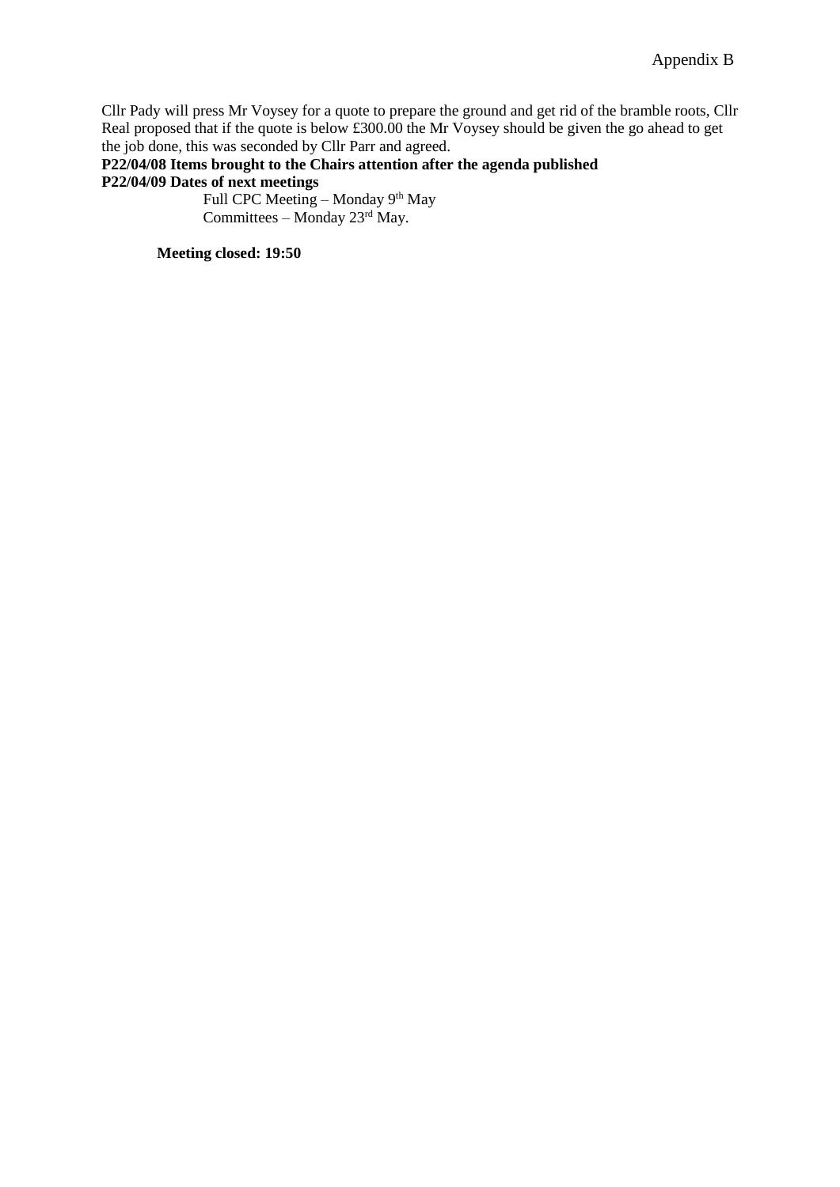Appendix B

Cllr Pady will press Mr Voysey for a quote to prepare the ground and get rid of the bramble roots, Cllr Real proposed that if the quote is below £300.00 the Mr Voysey should be given the go ahead to get the job done, this was seconded by Cllr Parr and agreed.

**P22/04/08 Items brought to the Chairs attention after the agenda published**

**P22/04/09 Dates of next meetings**

Full CPC Meeting – Monday 9th May
Committees – Monday 23rd May.

**Meeting closed: 19:50**